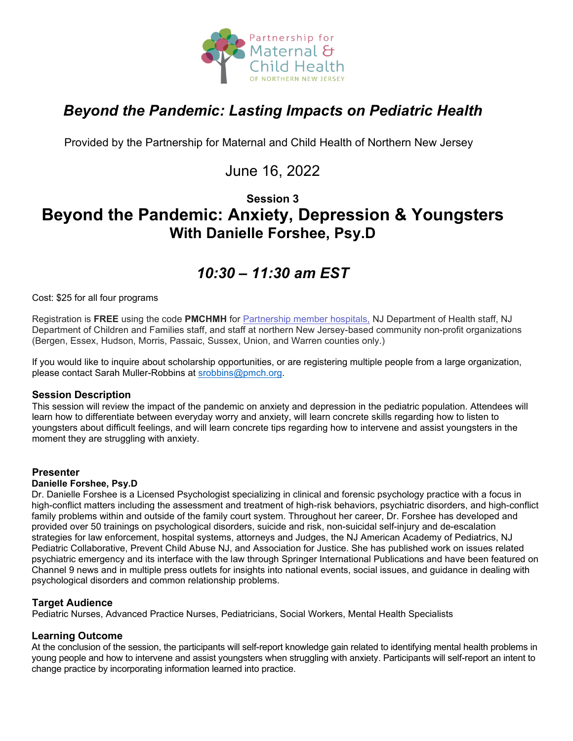Partnership for Maternal & Child Health OF NORTHERN NEW JERSEY

# *Beyond the Pandemic: Lasting Impacts on Pediatric Health*

Provided by the Partnership for Maternal and Child Health of Northern New Jersey

June 16, 2022

**Session 3**

# Beyond the Pandemic: Anxiety, Depression & Youngsters

## With Danielle Forshee, Psy.D

## *10:30 – 11:30 am EST*

Cost: $25 for all four programs

Registration is **FREE** using the code **PMCHMH** for Partnership member hospitals, NJ Department of Health staff, NJ Department of Children and Families staff, and staff at northern New Jersey-based community non-profit organizations (Bergen, Essex, Hudson, Morris, Passaic, Sussex, Union, and Warren counties only.)

If you would like to inquire about scholarship opportunities, or are registering multiple people from a large organization, please contact Sarah Muller-Robbins at srobbins@pmch.org.

### Session Description

This session will review the impact of the pandemic on anxiety and depression in the pediatric population. Attendees will learn how to differentiate between everyday worry and anxiety, will learn concrete skills regarding how to listen to youngsters about difficult feelings, and will learn concrete tips regarding how to intervene and assist youngsters in the moment they are struggling with anxiety.

### Presenter

**Danielle Forshee, Psy.D**

Dr. Danielle Forshee is a Licensed Psychologist specializing in clinical and forensic psychology practice with a focus in high-conflict matters including the assessment and treatment of high-risk behaviors, psychiatric disorders, and high-conflict family problems within and outside of the family court system. Throughout her career, Dr. Forshee has developed and provided over 50 trainings on psychological disorders, suicide and risk, non-suicidal self-injury and de-escalation strategies for law enforcement, hospital systems, attorneys and Judges, the NJ American Academy of Pediatrics, NJ Pediatric Collaborative, Prevent Child Abuse NJ, and Association for Justice. She has published work on issues related psychiatric emergency and its interface with the law through Springer International Publications and have been featured on Channel 9 news and in multiple press outlets for insights into national events, social issues, and guidance in dealing with psychological disorders and common relationship problems.

### Target Audience

Pediatric Nurses, Advanced Practice Nurses, Pediatricians, Social Workers, Mental Health Specialists

### Learning Outcome

At the conclusion of the session, the participants will self-report knowledge gain related to identifying mental health problems in young people and how to intervene and assist youngsters when struggling with anxiety. Participants will self-report an intent to change practice by incorporating information learned into practice.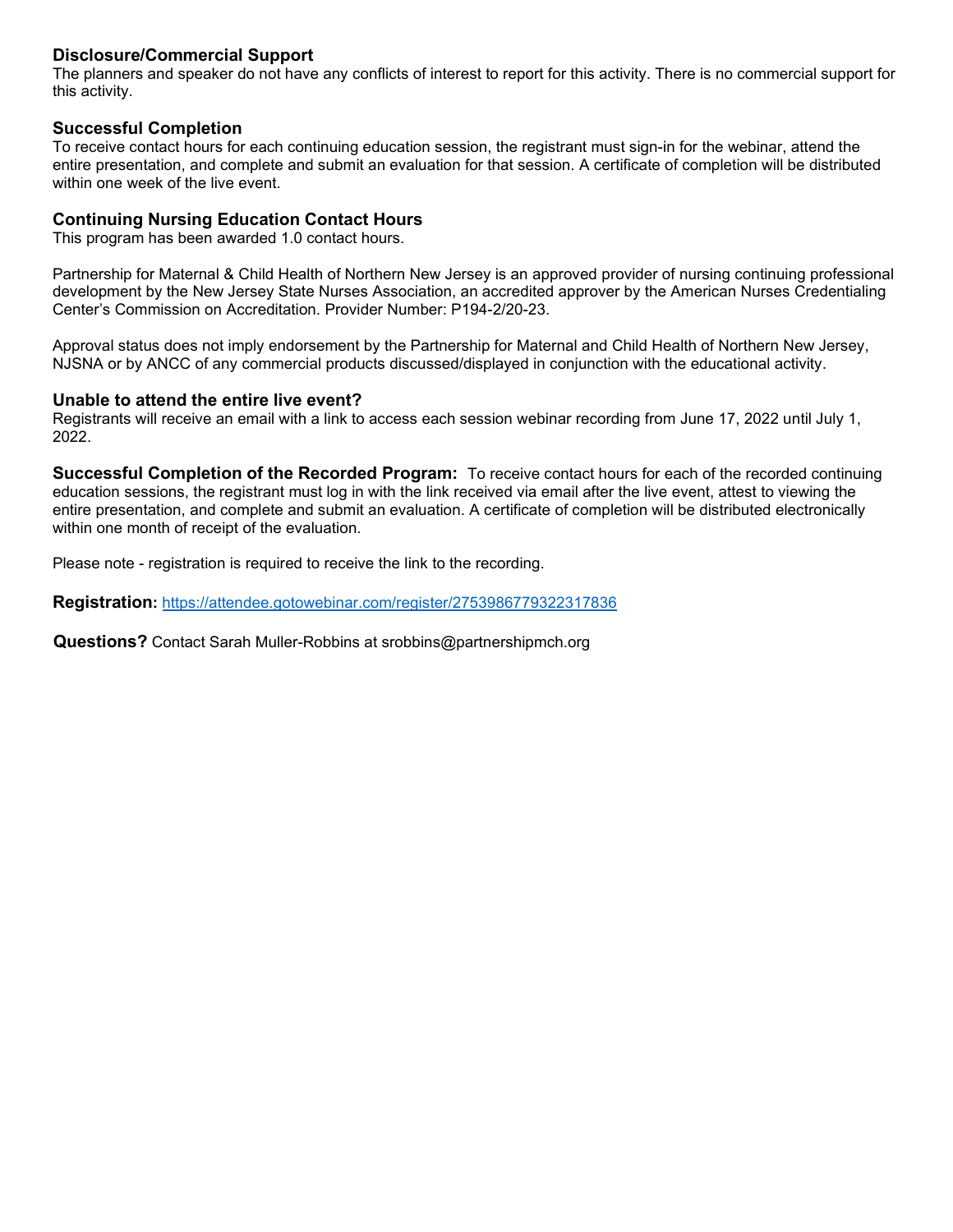### Disclosure/Commercial Support

The planners and speaker do not have any conflicts of interest to report for this activity. There is no commercial support for this activity.

### Successful Completion

To receive contact hours for each continuing education session, the registrant must sign-in for the webinar, attend the entire presentation, and complete and submit an evaluation for that session. A certificate of completion will be distributed within one week of the live event.

### Continuing Nursing Education Contact Hours

This program has been awarded 1.0 contact hours.

Partnership for Maternal & Child Health of Northern New Jersey is an approved provider of nursing continuing professional development by the New Jersey State Nurses Association, an accredited approver by the American Nurses Credentialing Center's Commission on Accreditation. Provider Number: P194-2/20-23.

Approval status does not imply endorsement by the Partnership for Maternal and Child Health of Northern New Jersey, NJSNA or by ANCC of any commercial products discussed/displayed in conjunction with the educational activity.

### Unable to attend the entire live event?

Registrants will receive an email with a link to access each session webinar recording from June 17, 2022 until July 1, 2022.

**Successful Completion of the Recorded Program:** To receive contact hours for each of the recorded continuing education sessions, the registrant must log in with the link received via email after the live event, attest to viewing the entire presentation, and complete and submit an evaluation. A certificate of completion will be distributed electronically within one month of receipt of the evaluation.

Please note - registration is required to receive the link to the recording.

**Registration:** https://attendee.gotowebinar.com/register/2753986779322317836

**Questions?** Contact Sarah Muller-Robbins at srobbins@partnershipmch.org